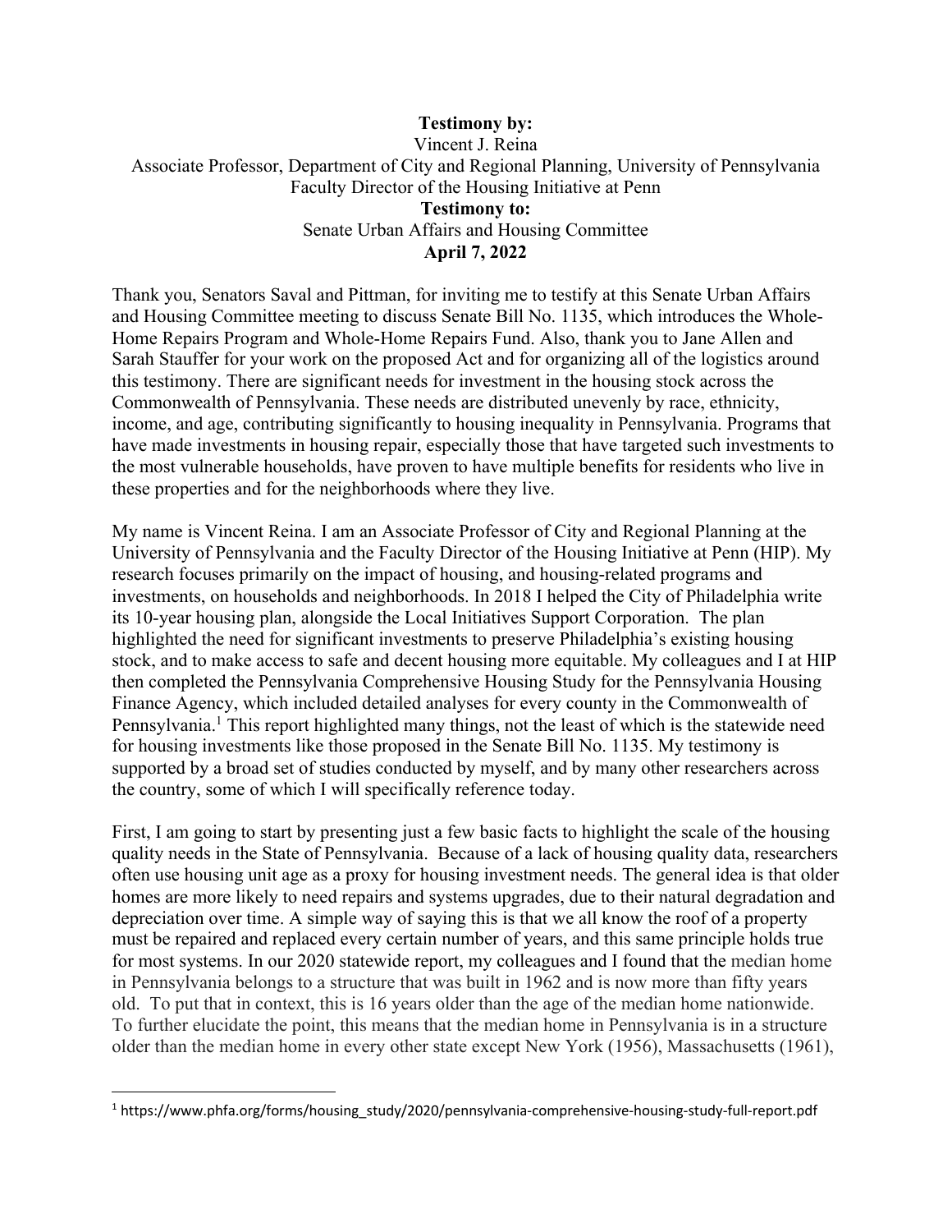**Testimony by:**

Vincent J. Reina

Associate Professor, Department of City and Regional Planning, University of Pennsylvania

Faculty Director of the Housing Initiative at Penn

**Testimony to:**

Senate Urban Affairs and Housing Committee

**April 7, 2022**

Thank you, Senators Saval and Pittman, for inviting me to testify at this Senate Urban Affairs and Housing Committee meeting to discuss Senate Bill No. 1135, which introduces the Whole-Home Repairs Program and Whole-Home Repairs Fund. Also, thank you to Jane Allen and Sarah Stauffer for your work on the proposed Act and for organizing all of the logistics around this testimony. There are significant needs for investment in the housing stock across the Commonwealth of Pennsylvania. These needs are distributed unevenly by race, ethnicity, income, and age, contributing significantly to housing inequality in Pennsylvania. Programs that have made investments in housing repair, especially those that have targeted such investments to the most vulnerable households, have proven to have multiple benefits for residents who live in these properties and for the neighborhoods where they live.

My name is Vincent Reina. I am an Associate Professor of City and Regional Planning at the University of Pennsylvania and the Faculty Director of the Housing Initiative at Penn (HIP). My research focuses primarily on the impact of housing, and housing-related programs and investments, on households and neighborhoods. In 2018 I helped the City of Philadelphia write its 10-year housing plan, alongside the Local Initiatives Support Corporation. The plan highlighted the need for significant investments to preserve Philadelphia's existing housing stock, and to make access to safe and decent housing more equitable. My colleagues and I at HIP then completed the Pennsylvania Comprehensive Housing Study for the Pennsylvania Housing Finance Agency, which included detailed analyses for every county in the Commonwealth of Pennsylvania.[1] This report highlighted many things, not the least of which is the statewide need for housing investments like those proposed in the Senate Bill No. 1135. My testimony is supported by a broad set of studies conducted by myself, and by many other researchers across the country, some of which I will specifically reference today.

First, I am going to start by presenting just a few basic facts to highlight the scale of the housing quality needs in the State of Pennsylvania. Because of a lack of housing quality data, researchers often use housing unit age as a proxy for housing investment needs. The general idea is that older homes are more likely to need repairs and systems upgrades, due to their natural degradation and depreciation over time. A simple way of saying this is that we all know the roof of a property must be repaired and replaced every certain number of years, and this same principle holds true for most systems. In our 2020 statewide report, my colleagues and I found that the median home in Pennsylvania belongs to a structure that was built in 1962 and is now more than fifty years old. To put that in context, this is 16 years older than the age of the median home nationwide. To further elucidate the point, this means that the median home in Pennsylvania is in a structure older than the median home in every other state except New York (1956), Massachusetts (1961),

[1] https://www.phfa.org/forms/housing_study/2020/pennsylvania-comprehensive-housing-study-full-report.pdf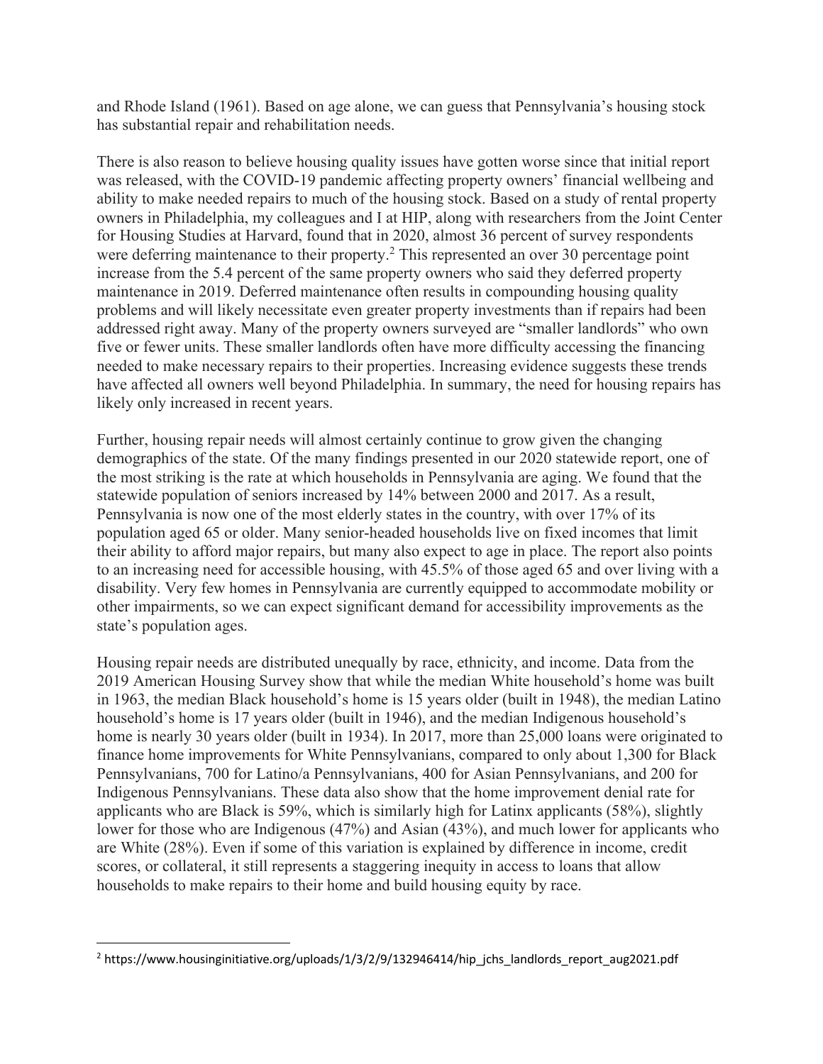and Rhode Island (1961). Based on age alone, we can guess that Pennsylvania's housing stock has substantial repair and rehabilitation needs.

There is also reason to believe housing quality issues have gotten worse since that initial report was released, with the COVID-19 pandemic affecting property owners' financial wellbeing and ability to make needed repairs to much of the housing stock. Based on a study of rental property owners in Philadelphia, my colleagues and I at HIP, along with researchers from the Joint Center for Housing Studies at Harvard, found that in 2020, almost 36 percent of survey respondents were deferring maintenance to their property.[2] This represented an over 30 percentage point increase from the 5.4 percent of the same property owners who said they deferred property maintenance in 2019. Deferred maintenance often results in compounding housing quality problems and will likely necessitate even greater property investments than if repairs had been addressed right away. Many of the property owners surveyed are "smaller landlords" who own five or fewer units. These smaller landlords often have more difficulty accessing the financing needed to make necessary repairs to their properties. Increasing evidence suggests these trends have affected all owners well beyond Philadelphia. In summary, the need for housing repairs has likely only increased in recent years.

Further, housing repair needs will almost certainly continue to grow given the changing demographics of the state. Of the many findings presented in our 2020 statewide report, one of the most striking is the rate at which households in Pennsylvania are aging. We found that the statewide population of seniors increased by 14% between 2000 and 2017. As a result, Pennsylvania is now one of the most elderly states in the country, with over 17% of its population aged 65 or older. Many senior-headed households live on fixed incomes that limit their ability to afford major repairs, but many also expect to age in place. The report also points to an increasing need for accessible housing, with 45.5% of those aged 65 and over living with a disability. Very few homes in Pennsylvania are currently equipped to accommodate mobility or other impairments, so we can expect significant demand for accessibility improvements as the state's population ages.

Housing repair needs are distributed unequally by race, ethnicity, and income. Data from the 2019 American Housing Survey show that while the median White household's home was built in 1963, the median Black household's home is 15 years older (built in 1948), the median Latino household's home is 17 years older (built in 1946), and the median Indigenous household's home is nearly 30 years older (built in 1934). In 2017, more than 25,000 loans were originated to finance home improvements for White Pennsylvanians, compared to only about 1,300 for Black Pennsylvanians, 700 for Latino/a Pennsylvanians, 400 for Asian Pennsylvanians, and 200 for Indigenous Pennsylvanians. These data also show that the home improvement denial rate for applicants who are Black is 59%, which is similarly high for Latinx applicants (58%), slightly lower for those who are Indigenous (47%) and Asian (43%), and much lower for applicants who are White (28%). Even if some of this variation is explained by difference in income, credit scores, or collateral, it still represents a staggering inequity in access to loans that allow households to make repairs to their home and build housing equity by race.

[2] https://www.housinginitiative.org/uploads/1/3/2/9/132946414/hip_jchs_landlords_report_aug2021.pdf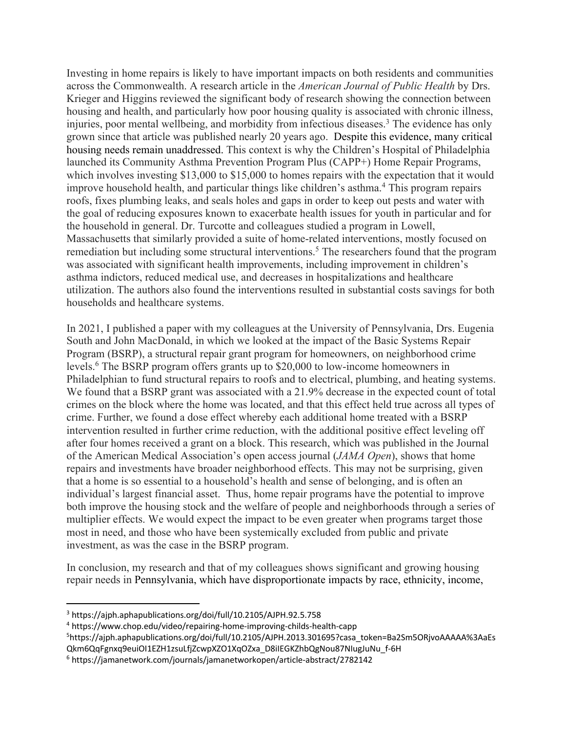Investing in home repairs is likely to have important impacts on both residents and communities across the Commonwealth. A research article in the *American Journal of Public Health* by Drs. Krieger and Higgins reviewed the significant body of research showing the connection between housing and health, and particularly how poor housing quality is associated with chronic illness, injuries, poor mental wellbeing, and morbidity from infectious diseases.[3] The evidence has only grown since that article was published nearly 20 years ago. Despite this evidence, many critical housing needs remain unaddressed. This context is why the Children's Hospital of Philadelphia launched its Community Asthma Prevention Program Plus (CAPP+) Home Repair Programs, which involves investing $13,000 to $15,000 to homes repairs with the expectation that it would improve household health, and particular things like children's asthma.[4] This program repairs roofs, fixes plumbing leaks, and seals holes and gaps in order to keep out pests and water with the goal of reducing exposures known to exacerbate health issues for youth in particular and for the household in general. Dr. Turcotte and colleagues studied a program in Lowell, Massachusetts that similarly provided a suite of home-related interventions, mostly focused on remediation but including some structural interventions.[5] The researchers found that the program was associated with significant health improvements, including improvement in children's asthma indictors, reduced medical use, and decreases in hospitalizations and healthcare utilization. The authors also found the interventions resulted in substantial costs savings for both households and healthcare systems.

In 2021, I published a paper with my colleagues at the University of Pennsylvania, Drs. Eugenia South and John MacDonald, in which we looked at the impact of the Basic Systems Repair Program (BSRP), a structural repair grant program for homeowners, on neighborhood crime levels.[6] The BSRP program offers grants up to $20,000 to low-income homeowners in Philadelphian to fund structural repairs to roofs and to electrical, plumbing, and heating systems. We found that a BSRP grant was associated with a 21.9% decrease in the expected count of total crimes on the block where the home was located, and that this effect held true across all types of crime. Further, we found a dose effect whereby each additional home treated with a BSRP intervention resulted in further crime reduction, with the additional positive effect leveling off after four homes received a grant on a block. This research, which was published in the Journal of the American Medical Association's open access journal (*JAMA Open*), shows that home repairs and investments have broader neighborhood effects. This may not be surprising, given that a home is so essential to a household's health and sense of belonging, and is often an individual's largest financial asset. Thus, home repair programs have the potential to improve both improve the housing stock and the welfare of people and neighborhoods through a series of multiplier effects. We would expect the impact to be even greater when programs target those most in need, and those who have been systemically excluded from public and private investment, as was the case in the BSRP program.

In conclusion, my research and that of my colleagues shows significant and growing housing repair needs in Pennsylvania, which have disproportionate impacts by race, ethnicity, income,

---

[3] https://ajph.aphapublications.org/doi/full/10.2105/AJPH.92.5.758

[4] https://www.chop.edu/video/repairing-home-improving-childs-health-capp

[5] https://ajph.aphapublications.org/doi/full/10.2105/AJPH.2013.301695?casa_token=Ba2Sm5ORjvoAAAAA%3AaEsQkm6QqFgnxq9euiOI1EZH1zsuLfjZcwpXZO1XqOZxa_D8iIEGKZhbQgNou87NIugJuNu_f-6H

[6] https://jamanetwork.com/journals/jamanetworkopen/article-abstract/2782142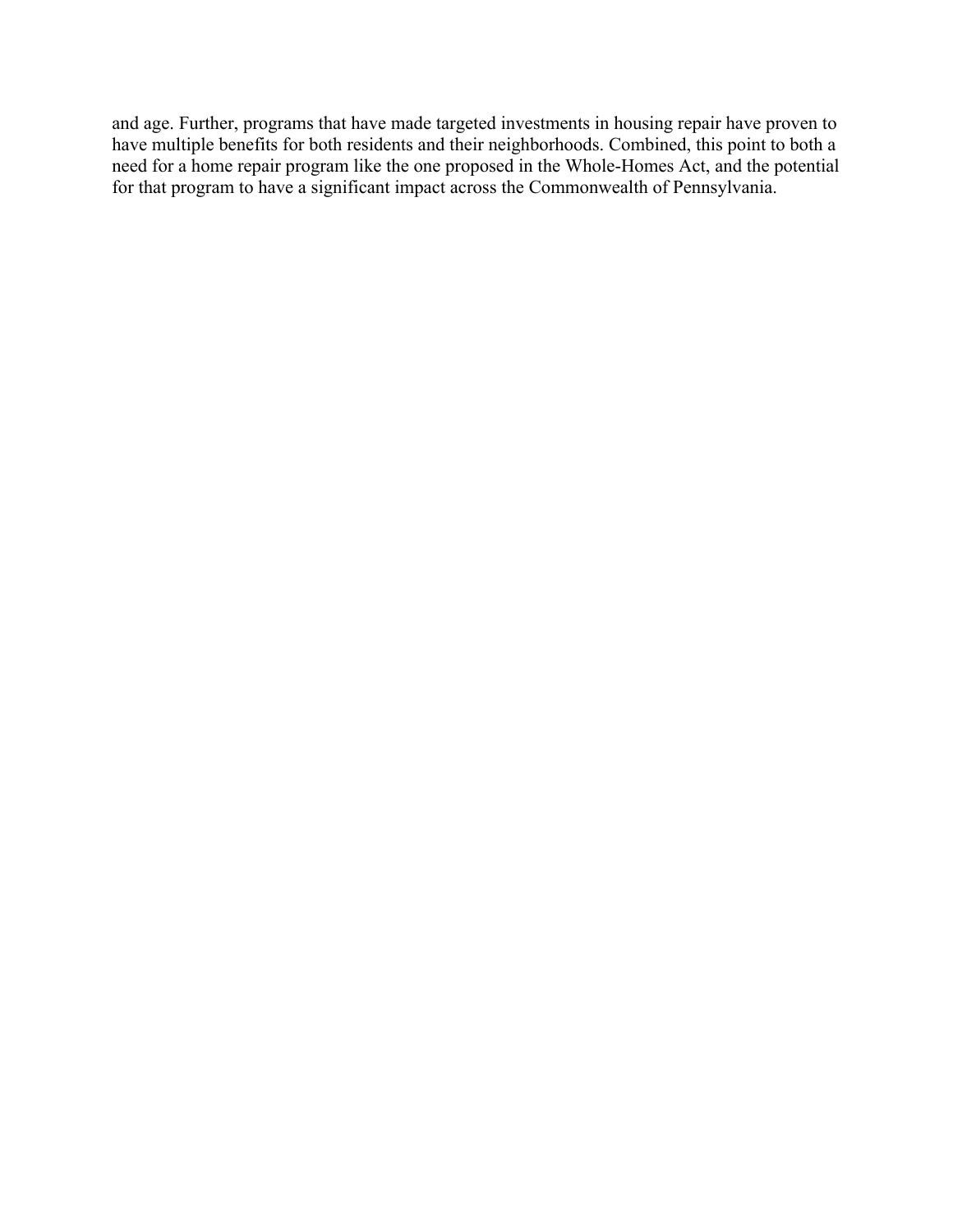and age. Further, programs that have made targeted investments in housing repair have proven to have multiple benefits for both residents and their neighborhoods. Combined, this point to both a need for a home repair program like the one proposed in the Whole-Homes Act, and the potential for that program to have a significant impact across the Commonwealth of Pennsylvania.